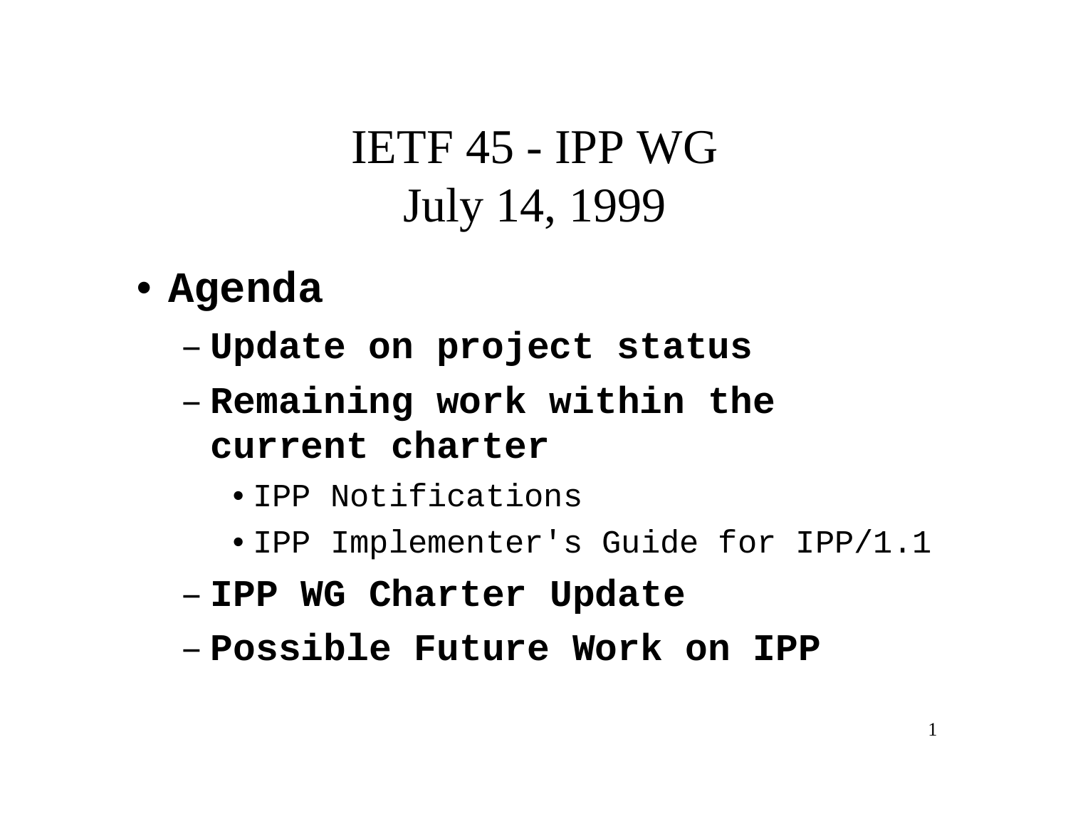# IETF 45 - IPP WG
# July 14, 1999

- **Agenda**
  - **Update on project status**
  - **Remaining work within the current charter**
    - IPP Notifications
    - IPP Implementer's Guide for IPP/1.1
  - **IPP WG Charter Update**
  - **Possible Future Work on IPP**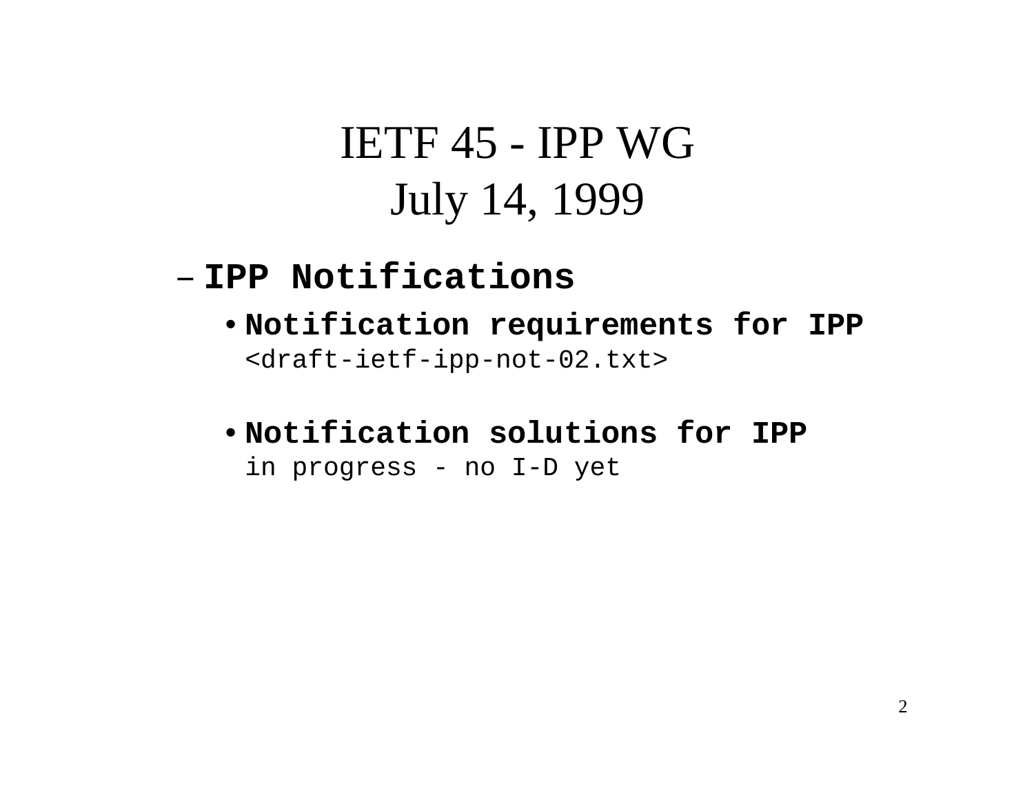# IETF 45 - IPP WG
# July 14, 1999

- **IPP Notifications**
  - **Notification requirements for IPP**
    <draft-ietf-ipp-not-02.txt>
  - **Notification solutions for IPP**
    in progress - no I-D yet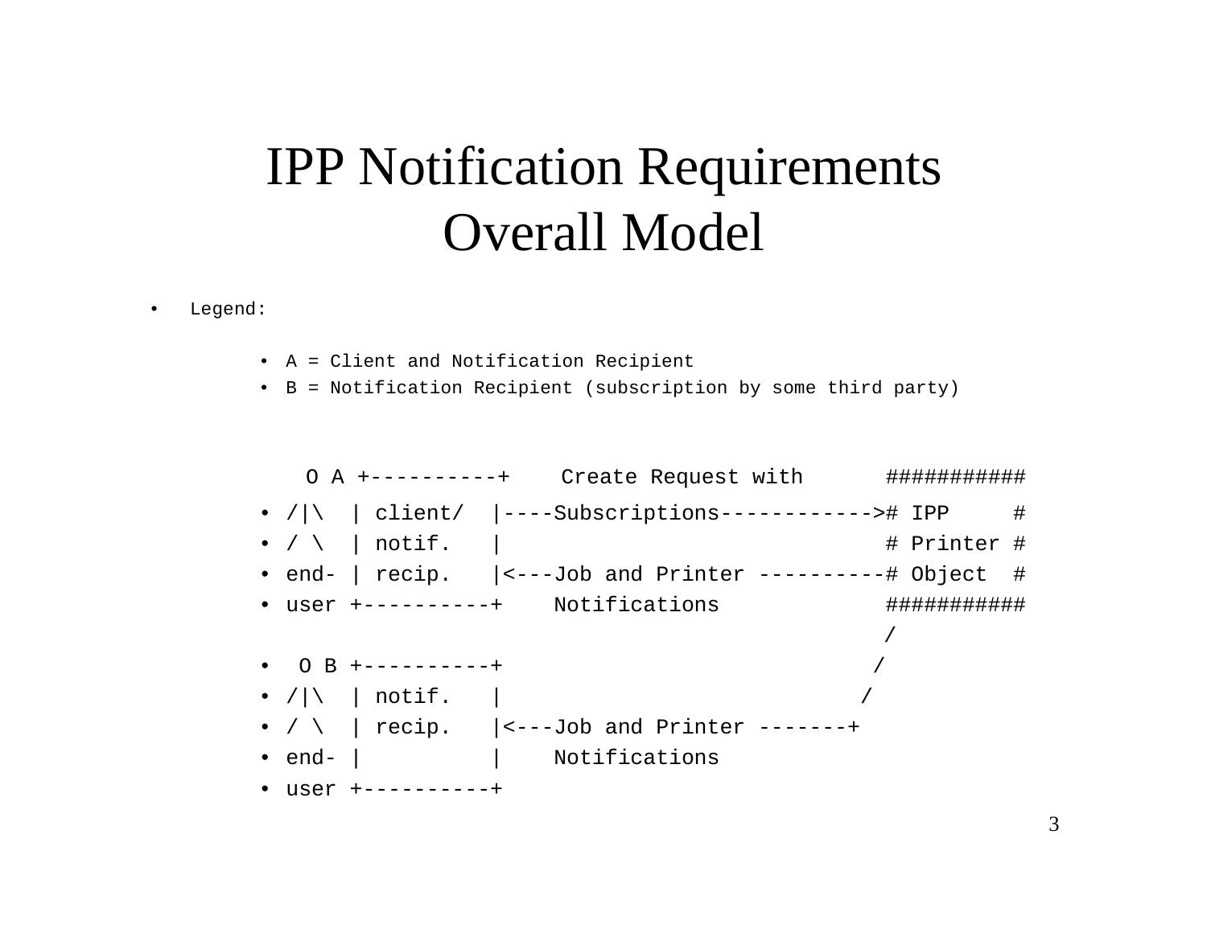# IPP Notification Requirements Overall Model

- Legend:
  - A = Client and Notification Recipient
  - B = Notification Recipient (subscription by some third party)

```
 O A +----------+    Create Request with       ###########
/|\  | client/  |----Subscriptions------------># IPP     #
/ \  | notif.   |                              # Printer #
end- | recip.   |<---Job and Printer ----------# Object  #
user +----------+    Notifications             ###########
                                               /
 O B +----------+                             /
/|\  | notif.   |                            /
/ \  | recip.   |<---Job and Printer -------+
end- |          |    Notifications
user +----------+
```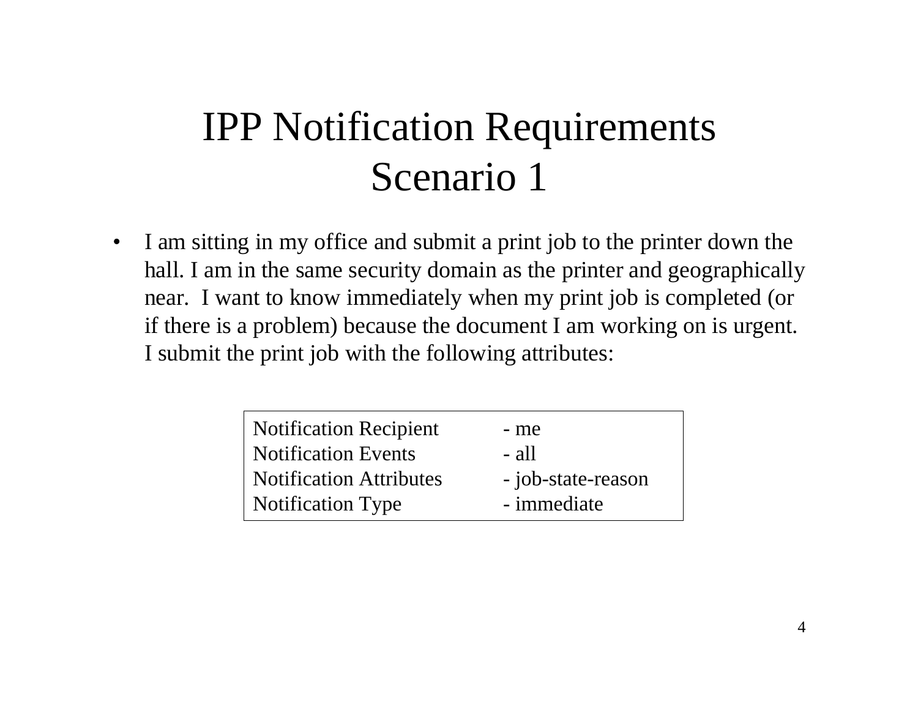# IPP Notification Requirements
# Scenario 1

- I am sitting in my office and submit a print job to the printer down the hall. I am in the same security domain as the printer and geographically near. I want to know immediately when my print job is completed (or if there is a problem) because the document I am working on is urgent. I submit the print job with the following attributes:

| | |
|---|---|
| Notification Recipient | - me |
| Notification Events | - all |
| Notification Attributes | - job-state-reason |
| Notification Type | - immediate |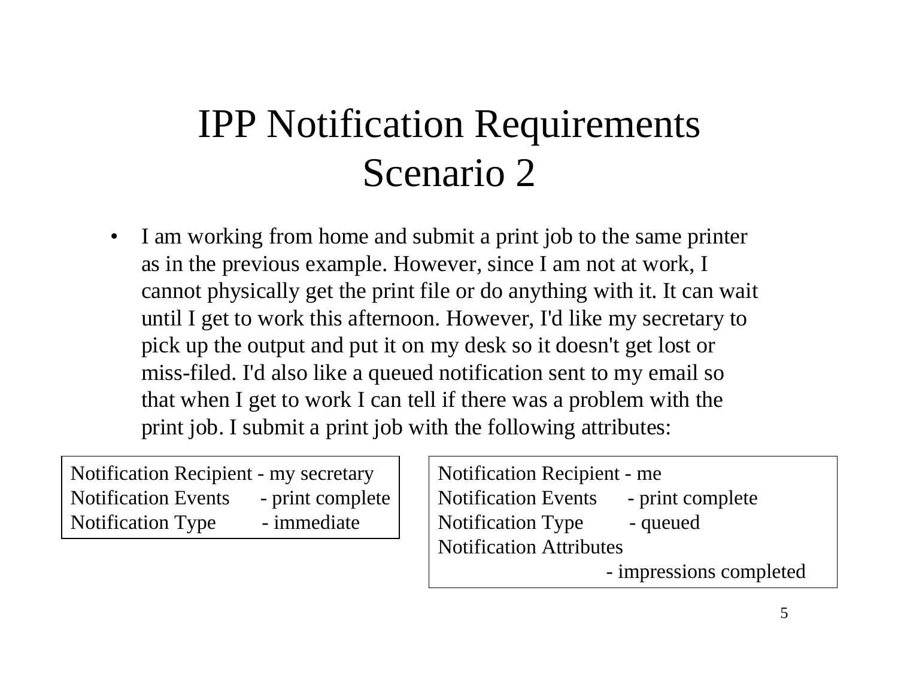# IPP Notification Requirements Scenario 2

- I am working from home and submit a print job to the same printer as in the previous example. However, since I am not at work, I cannot physically get the print file or do anything with it. It can wait until I get to work this afternoon. However, I'd like my secretary to pick up the output and put it on my desk so it doesn't get lost or miss-filed. I'd also like a queued notification sent to my email so that when I get to work I can tell if there was a problem with the print job. I submit a print job with the following attributes:

```
Notification Recipient - my secretary
Notification Events    - print complete
Notification Type      - immediate
```

```
Notification Recipient - me
Notification Events    - print complete
Notification Type      - queued
Notification Attributes
                       - impressions completed
```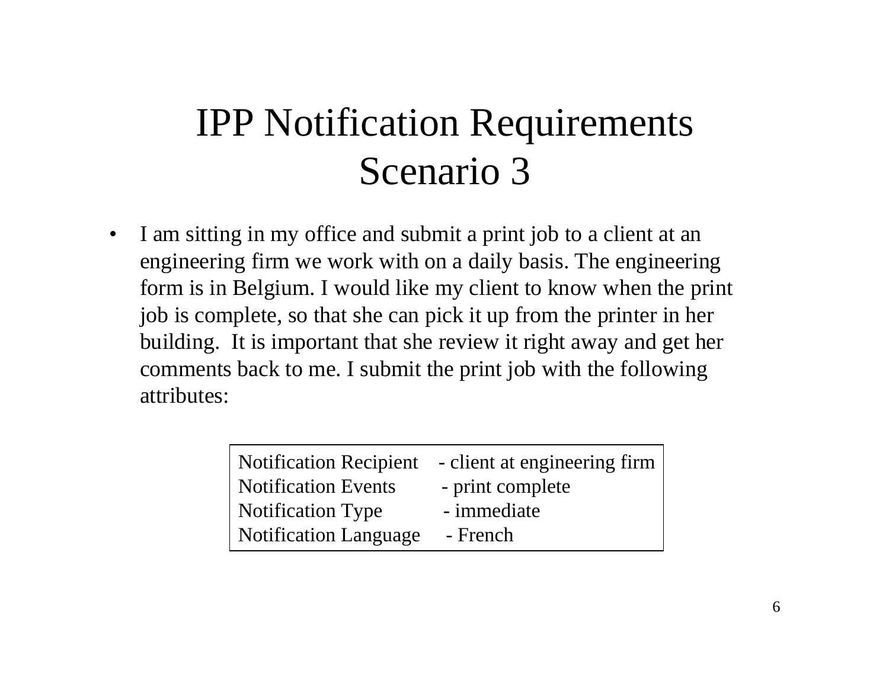# IPP Notification Requirements Scenario 3

- I am sitting in my office and submit a print job to a client at an engineering firm we work with on a daily basis. The engineering form is in Belgium. I would like my client to know when the print job is complete, so that she can pick it up from the printer in her building. It is important that she review it right away and get her comments back to me. I submit the print job with the following attributes:

| | |
|---|---|
| Notification Recipient | - client at engineering firm |
| Notification Events | - print complete |
| Notification Type | - immediate |
| Notification Language | - French |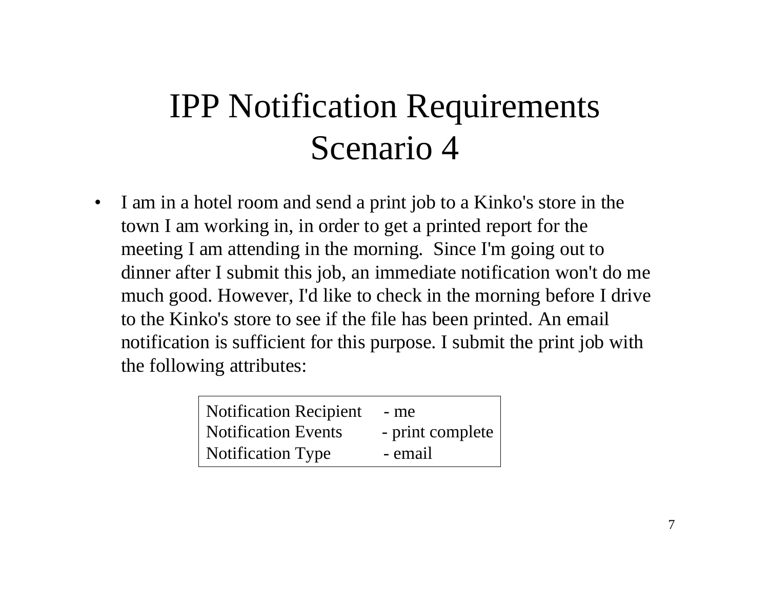# IPP Notification Requirements Scenario 4

- I am in a hotel room and send a print job to a Kinko's store in the town I am working in, in order to get a printed report for the meeting I am attending in the morning. Since I'm going out to dinner after I submit this job, an immediate notification won't do me much good. However, I'd like to check in the morning before I drive to the Kinko's store to see if the file has been printed. An email notification is sufficient for this purpose. I submit the print job with the following attributes:

| | |
|---|---|
| Notification Recipient | - me |
| Notification Events | - print complete |
| Notification Type | - email |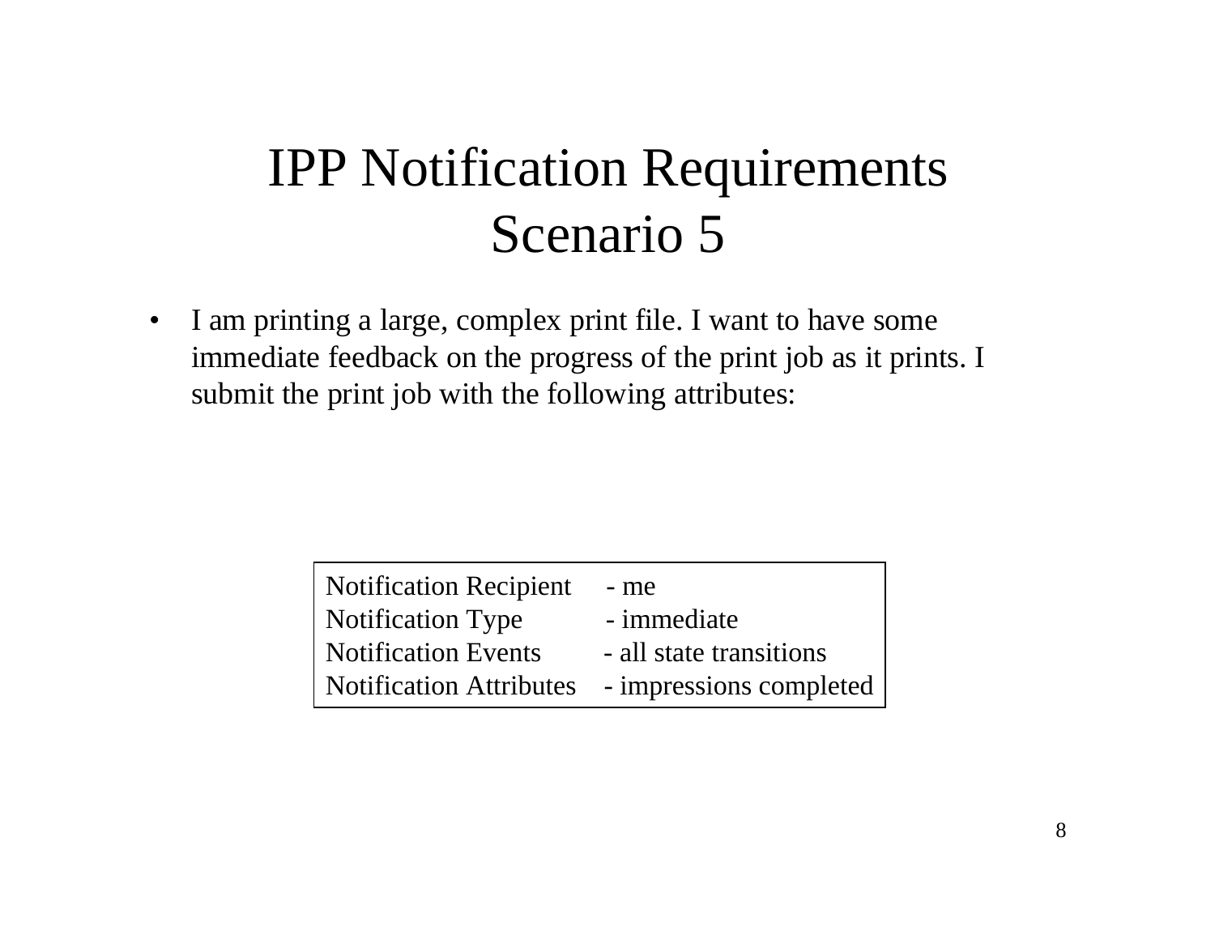# IPP Notification Requirements Scenario 5

- I am printing a large, complex print file. I want to have some immediate feedback on the progress of the print job as it prints. I submit the print job with the following attributes:

| | |
|---|---|
| Notification Recipient | - me |
| Notification Type | - immediate |
| Notification Events | - all state transitions |
| Notification Attributes | - impressions completed |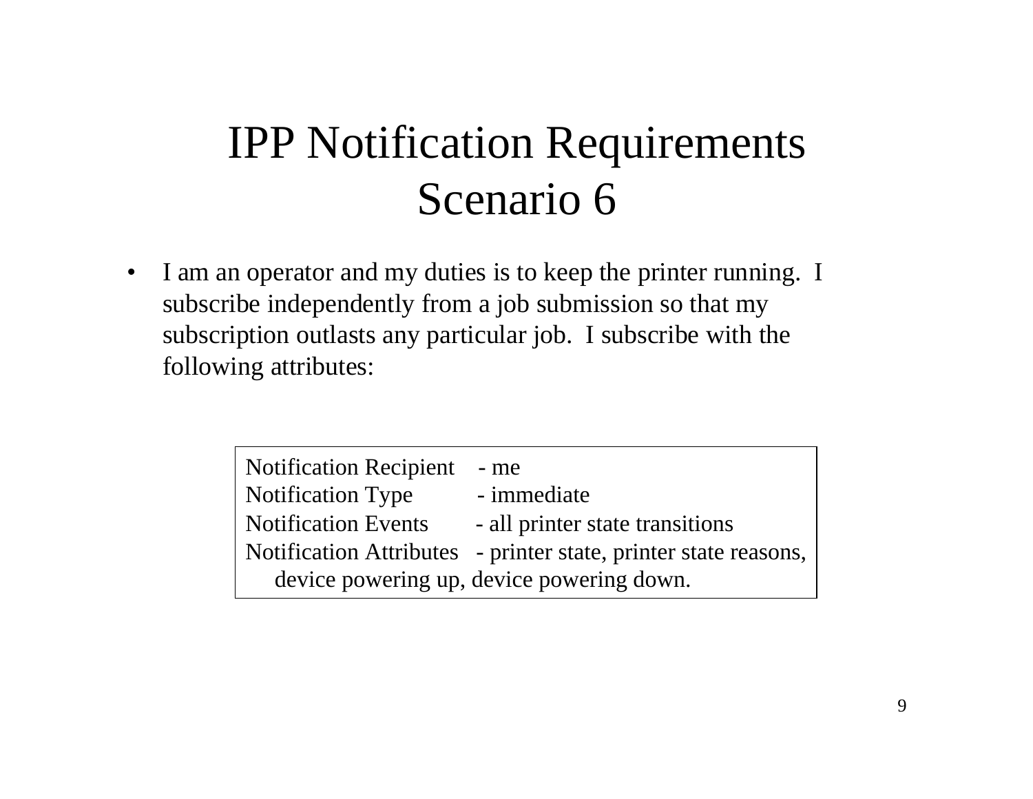# IPP Notification Requirements Scenario 6

- I am an operator and my duties is to keep the printer running. I subscribe independently from a job submission so that my subscription outlasts any particular job. I subscribe with the following attributes:

| | |
|---|---|
| Notification Recipient | - me |
| Notification Type | - immediate |
| Notification Events | - all printer state transitions |
| Notification Attributes | - printer state, printer state reasons, device powering up, device powering down. |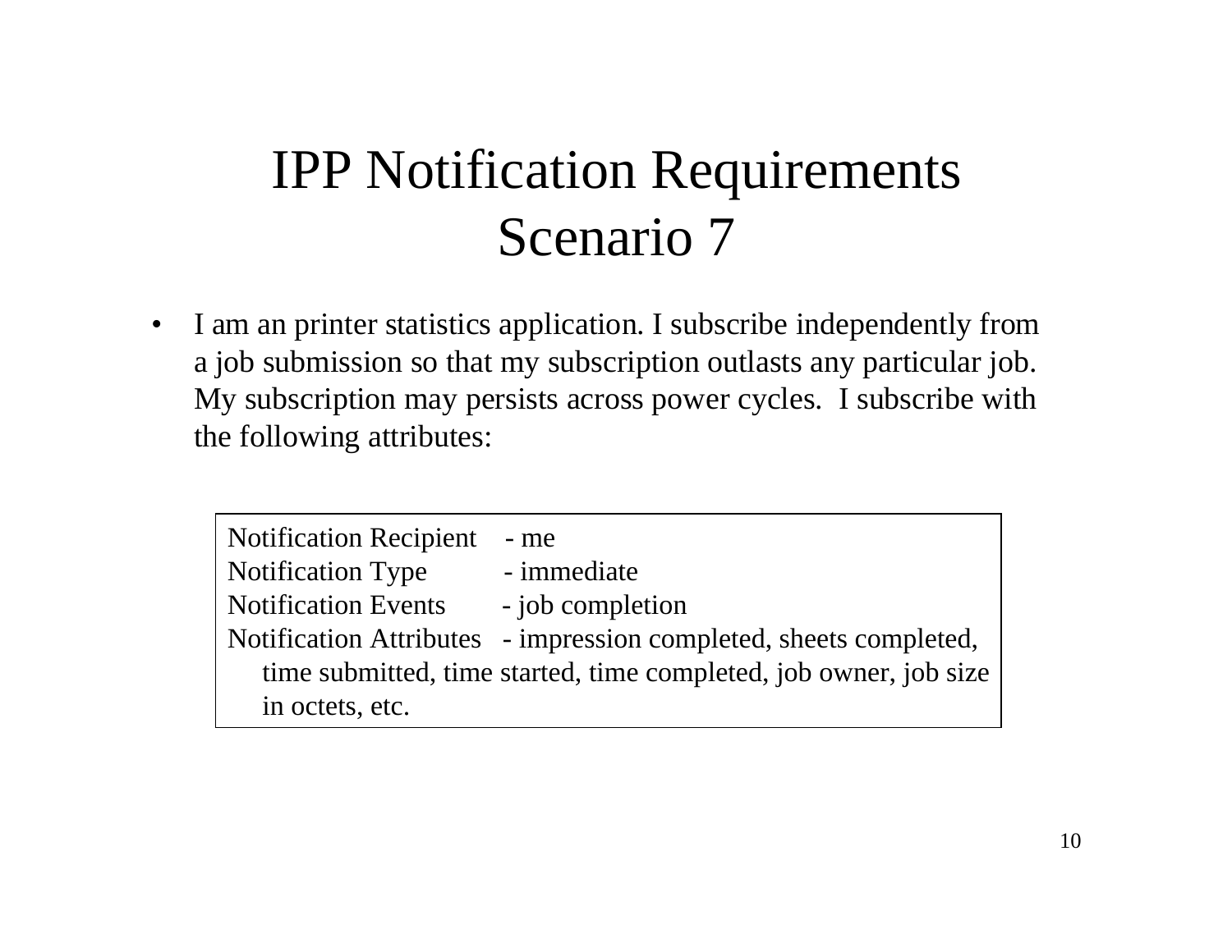# IPP Notification Requirements Scenario 7

- I am an printer statistics application. I subscribe independently from a job submission so that my subscription outlasts any particular job. My subscription may persists across power cycles. I subscribe with the following attributes:

```
Notification Recipient    - me
Notification Type         - immediate
Notification Events       - job completion
Notification Attributes   - impression completed, sheets completed,
    time submitted, time started, time completed, job owner, job size
    in octets, etc.
```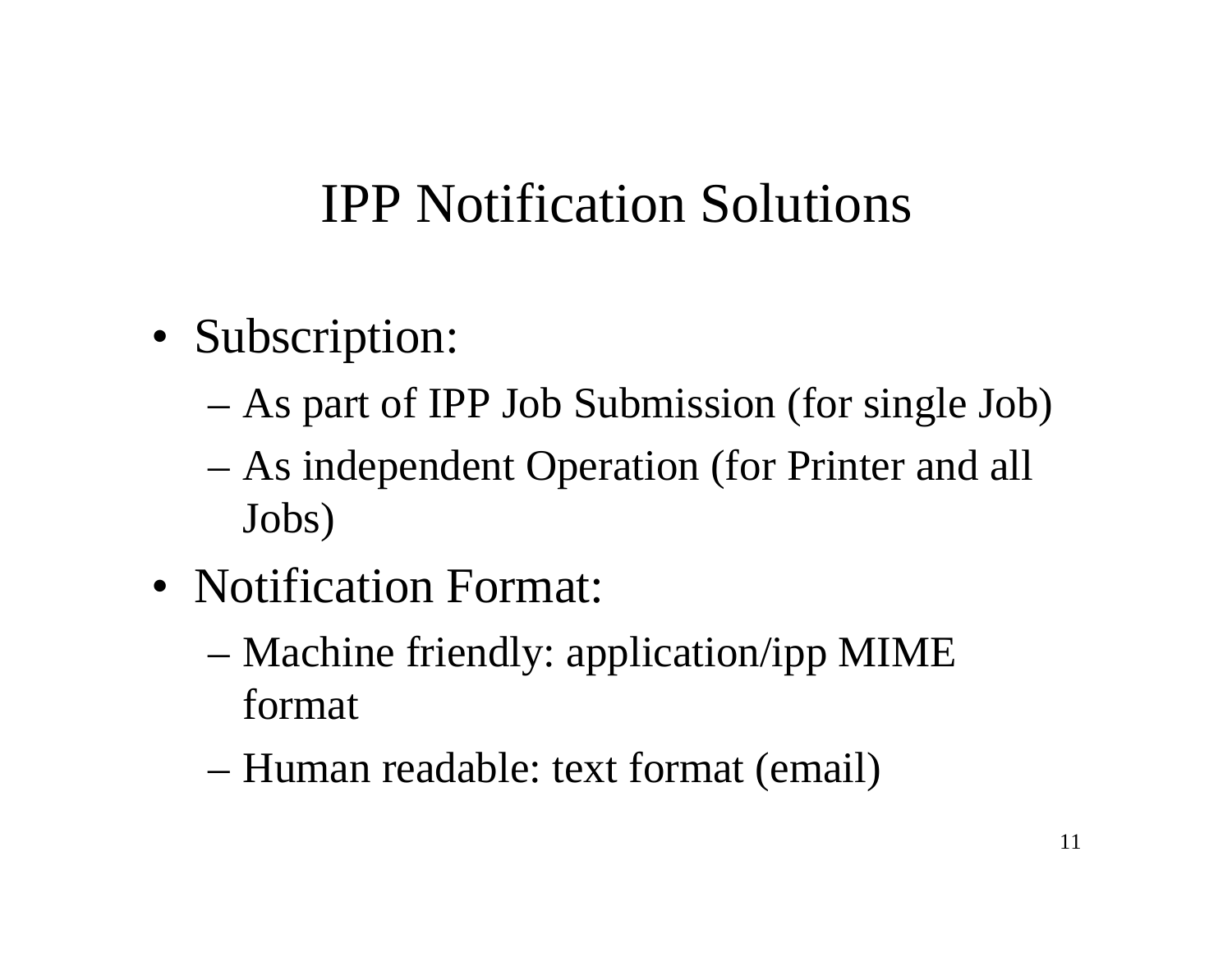# IPP Notification Solutions

- Subscription:
  - As part of IPP Job Submission (for single Job)
  - As independent Operation (for Printer and all Jobs)
- Notification Format:
  - Machine friendly: application/ipp MIME format
  - Human readable: text format (email)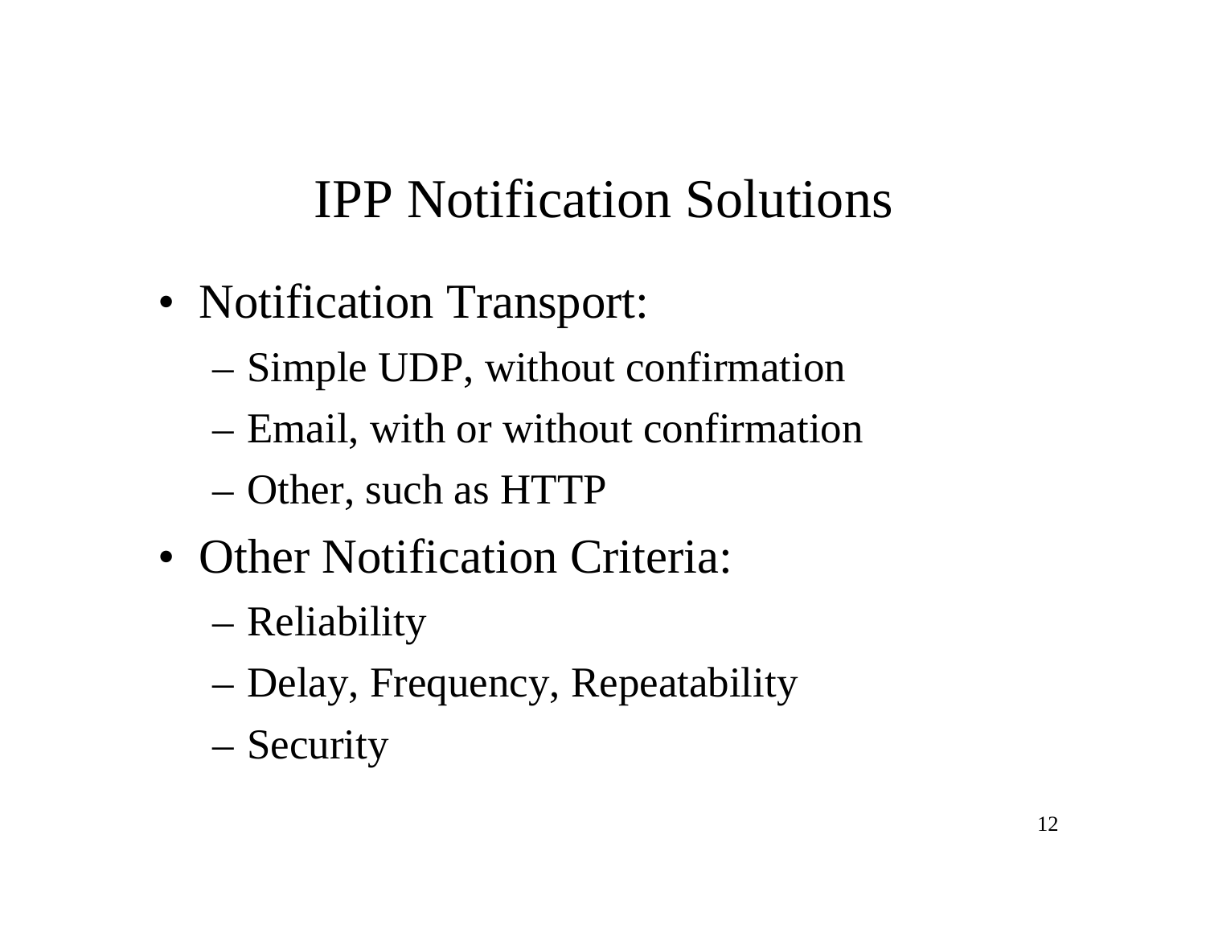# IPP Notification Solutions

- Notification Transport:
  - Simple UDP, without confirmation
  - Email, with or without confirmation
  - Other, such as HTTP
- Other Notification Criteria:
  - Reliability
  - Delay, Frequency, Repeatability
  - Security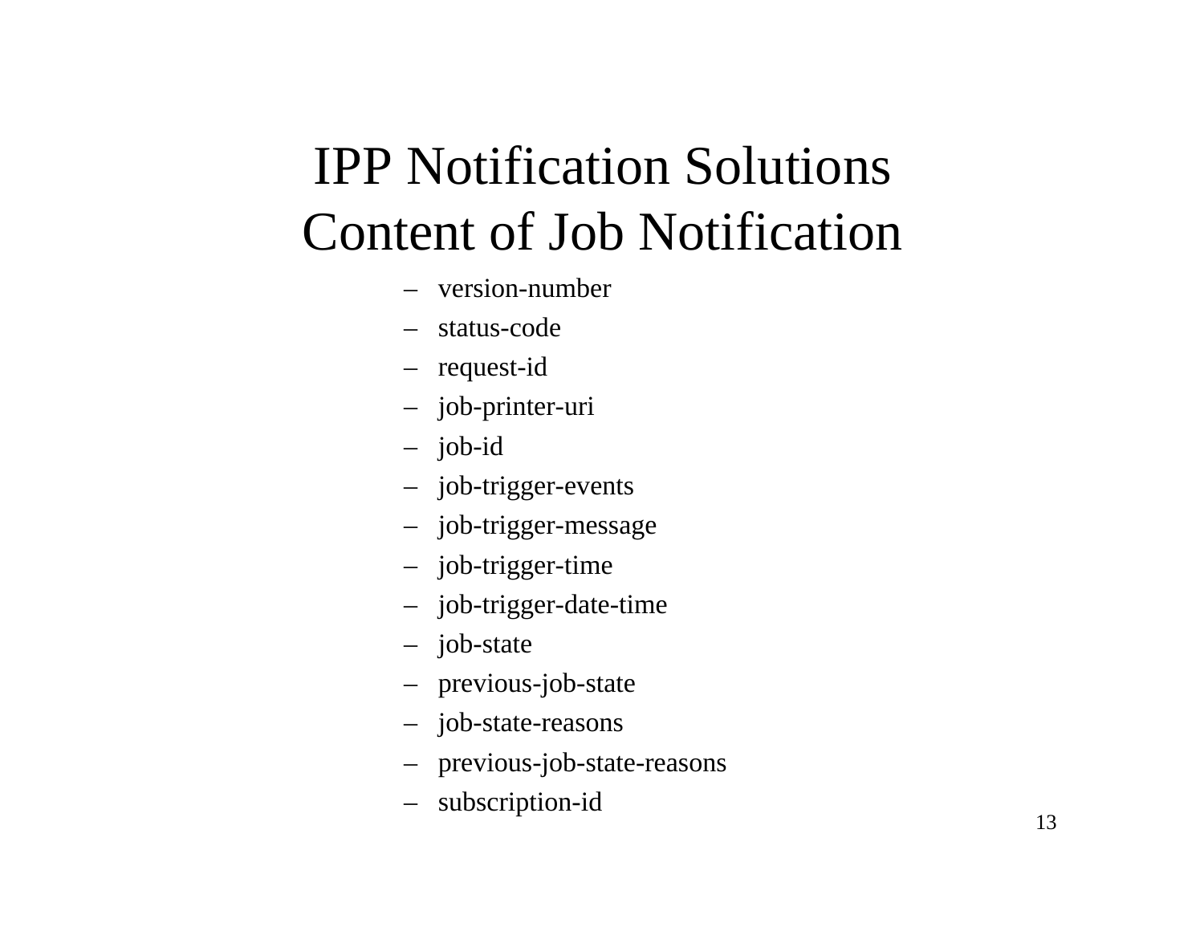# IPP Notification Solutions
# Content of Job Notification

- version-number
- status-code
- request-id
- job-printer-uri
- job-id
- job-trigger-events
- job-trigger-message
- job-trigger-time
- job-trigger-date-time
- job-state
- previous-job-state
- job-state-reasons
- previous-job-state-reasons
- subscription-id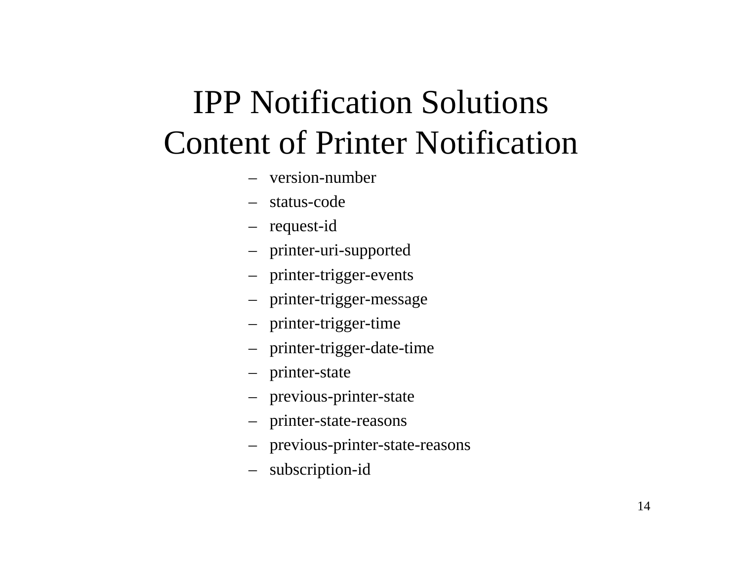# IPP Notification Solutions
# Content of Printer Notification

- version-number
- status-code
- request-id
- printer-uri-supported
- printer-trigger-events
- printer-trigger-message
- printer-trigger-time
- printer-trigger-date-time
- printer-state
- previous-printer-state
- printer-state-reasons
- previous-printer-state-reasons
- subscription-id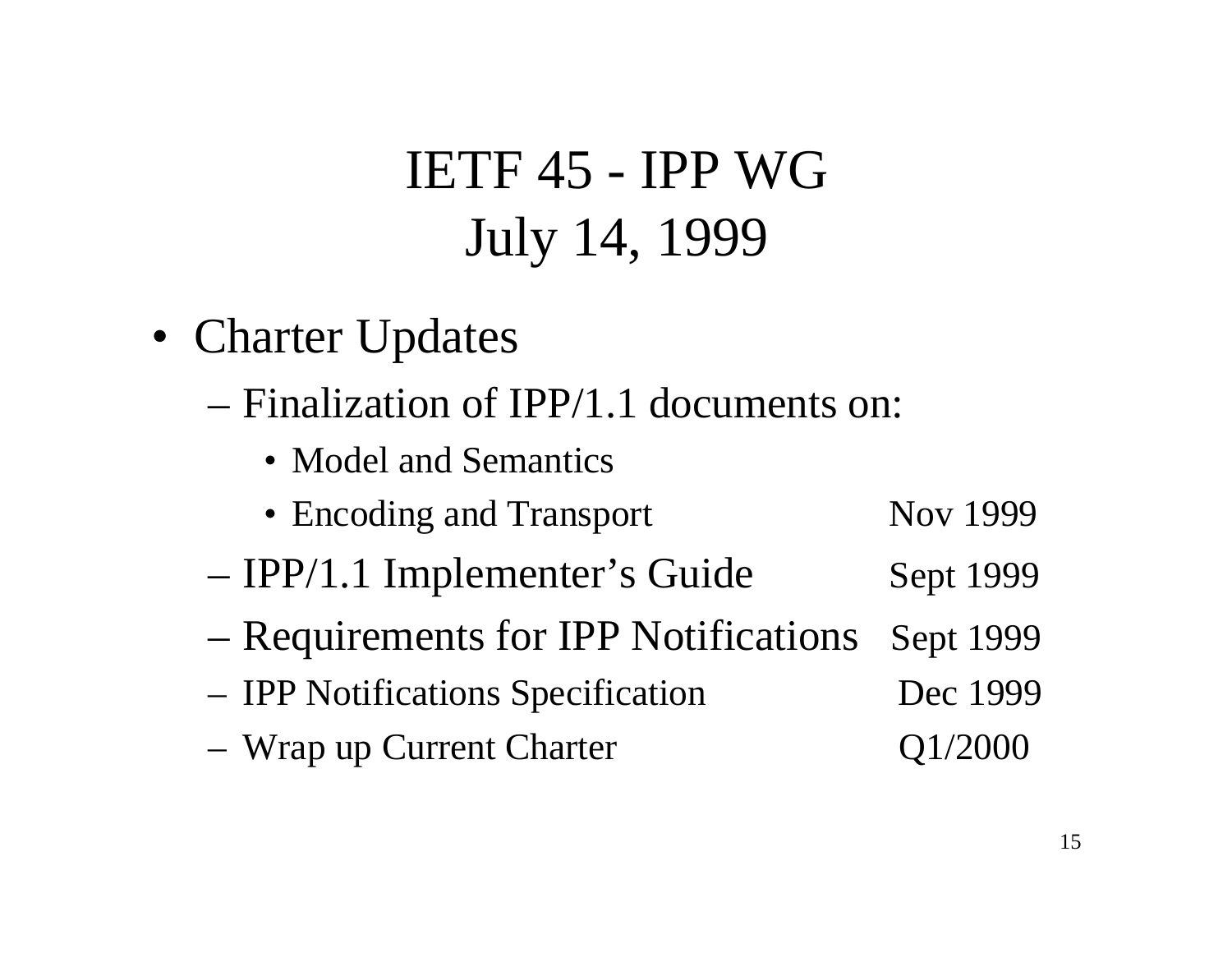# IETF 45 - IPP WG
# July 14, 1999

- Charter Updates
  - Finalization of IPP/1.1 documents on:
    - Model and Semantics
    - Encoding and Transport — Nov 1999
  - IPP/1.1 Implementer's Guide — Sept 1999
  - Requirements for IPP Notifications — Sept 1999
  - IPP Notifications Specification — Dec 1999
  - Wrap up Current Charter — Q1/2000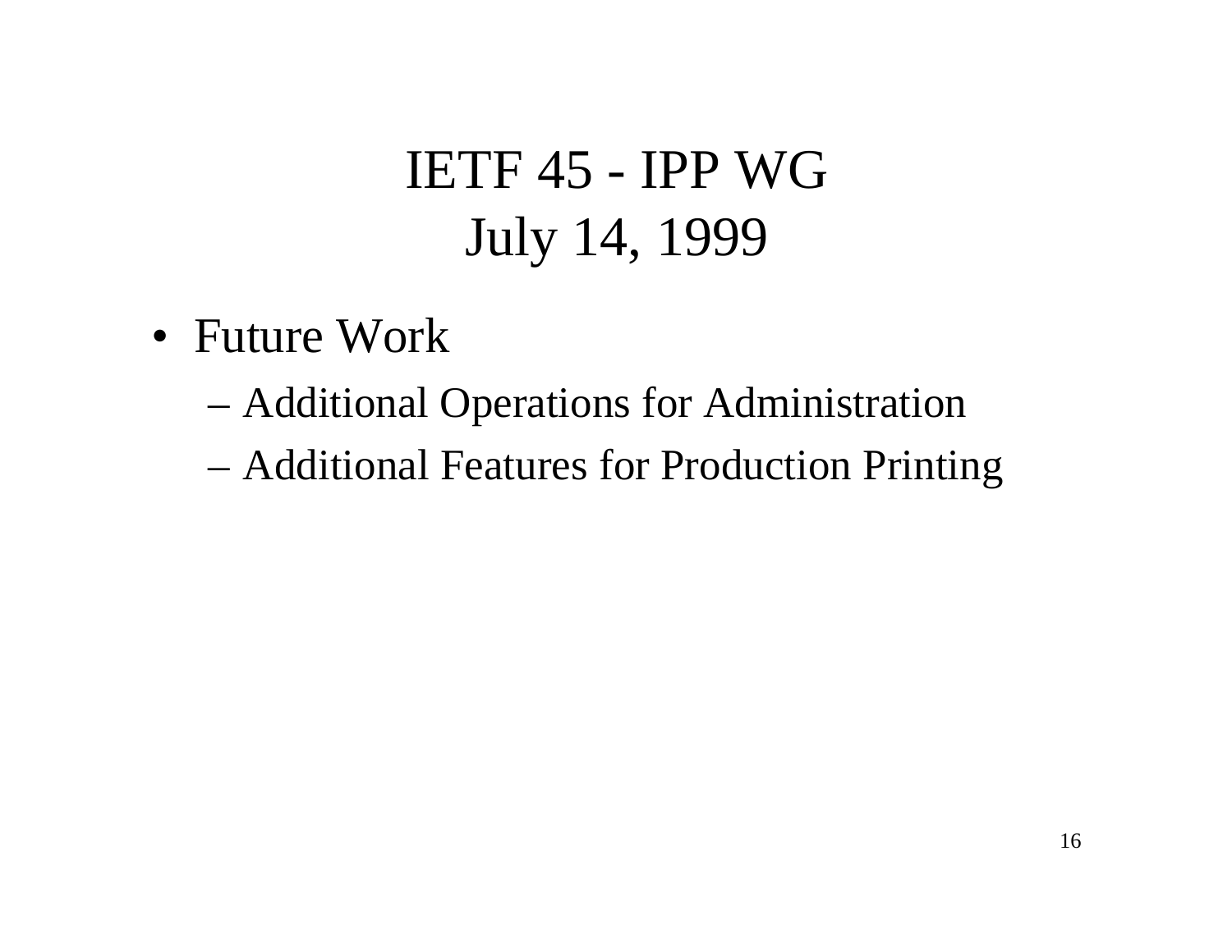# IETF 45 - IPP WG
# July 14, 1999

- Future Work
  - Additional Operations for Administration
  - Additional Features for Production Printing